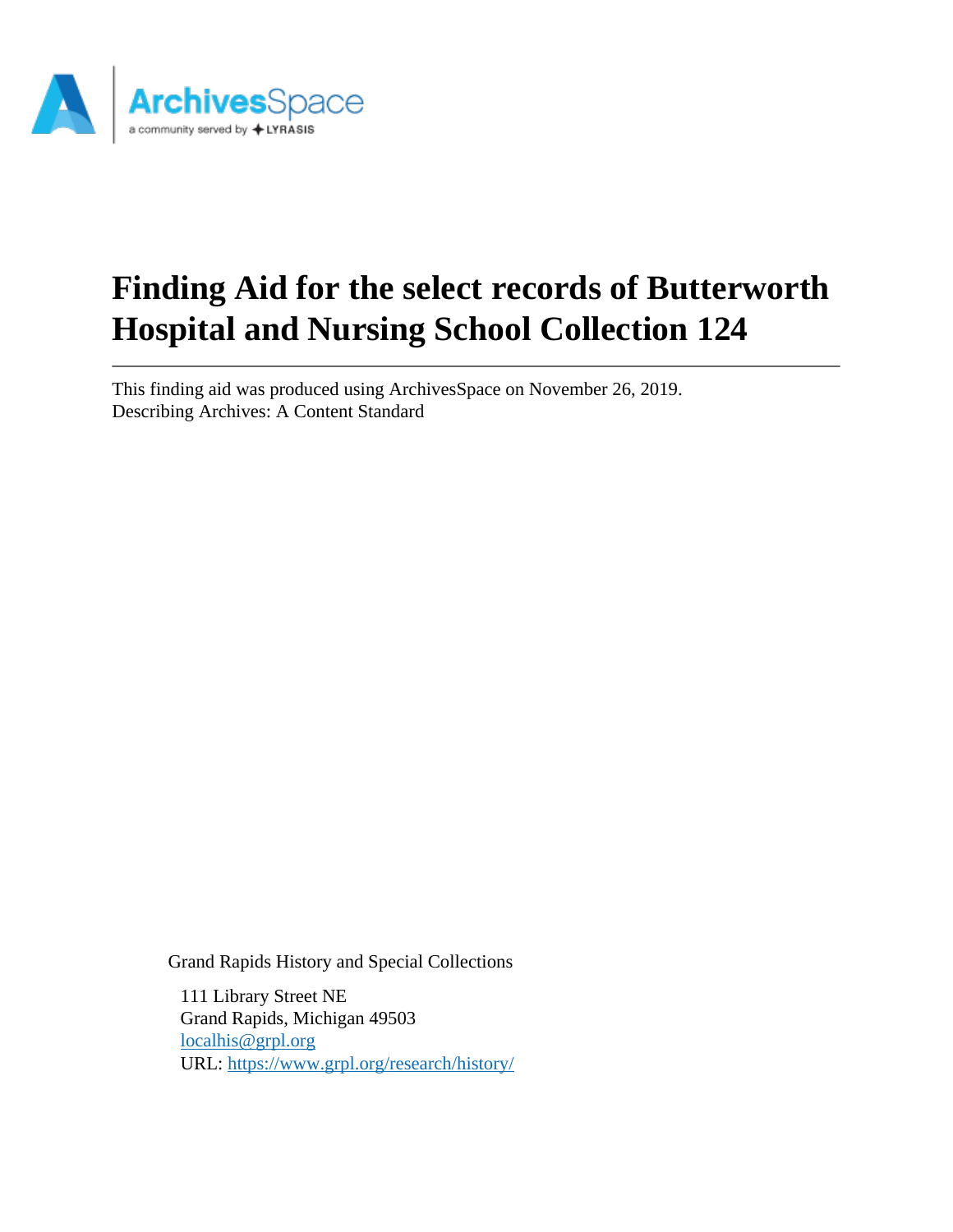# Finding Aid for the select records of Butterworth Hospital and Nursing School Collection 124

This finding aid was produced using ArchivesSpace on November 26, 2019.
Describing Archives: A Content Standard

Grand Rapids History and Special Collections

111 Library Street NE
Grand Rapids, Michigan 49503
localhis@grpl.org
URL: https://www.grpl.org/research/history/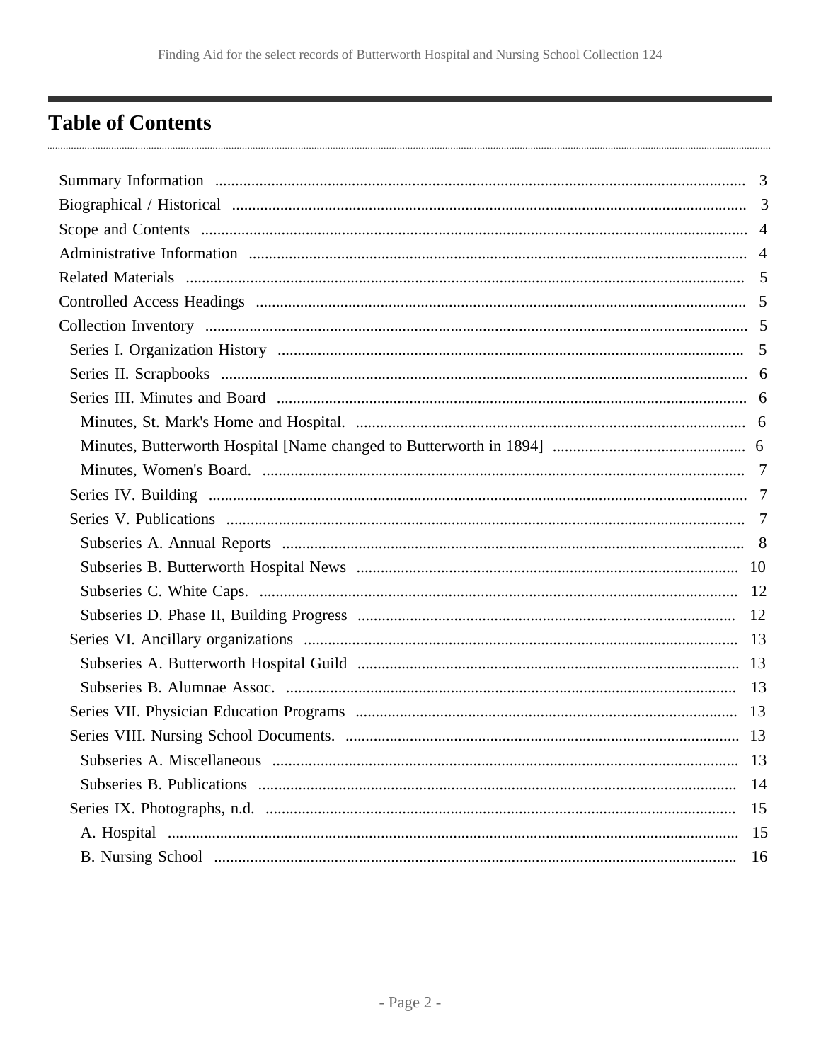## Table of Contents

- Summary Information ... 3
- Biographical / Historical ... 3
- Scope and Contents ... 4
- Administrative Information ... 4
- Related Materials ... 5
- Controlled Access Headings ... 5
- Collection Inventory ... 5
  - Series I. Organization History ... 5
  - Series II. Scrapbooks ... 6
  - Series III. Minutes and Board ... 6
    - Minutes, St. Mark's Home and Hospital. ... 6
    - Minutes, Butterworth Hospital [Name changed to Butterworth in 1894] ... 6
    - Minutes, Women's Board. ... 7
  - Series IV. Building ... 7
  - Series V. Publications ... 7
    - Subseries A. Annual Reports ... 8
    - Subseries B. Butterworth Hospital News ... 10
    - Subseries C. White Caps. ... 12
    - Subseries D. Phase II, Building Progress ... 12
  - Series VI. Ancillary organizations ... 13
    - Subseries A. Butterworth Hospital Guild ... 13
    - Subseries B. Alumnae Assoc. ... 13
  - Series VII. Physician Education Programs ... 13
  - Series VIII. Nursing School Documents. ... 13
    - Subseries A. Miscellaneous ... 13
    - Subseries B. Publications ... 14
  - Series IX. Photographs, n.d. ... 15
    - A. Hospital ... 15
    - B. Nursing School ... 16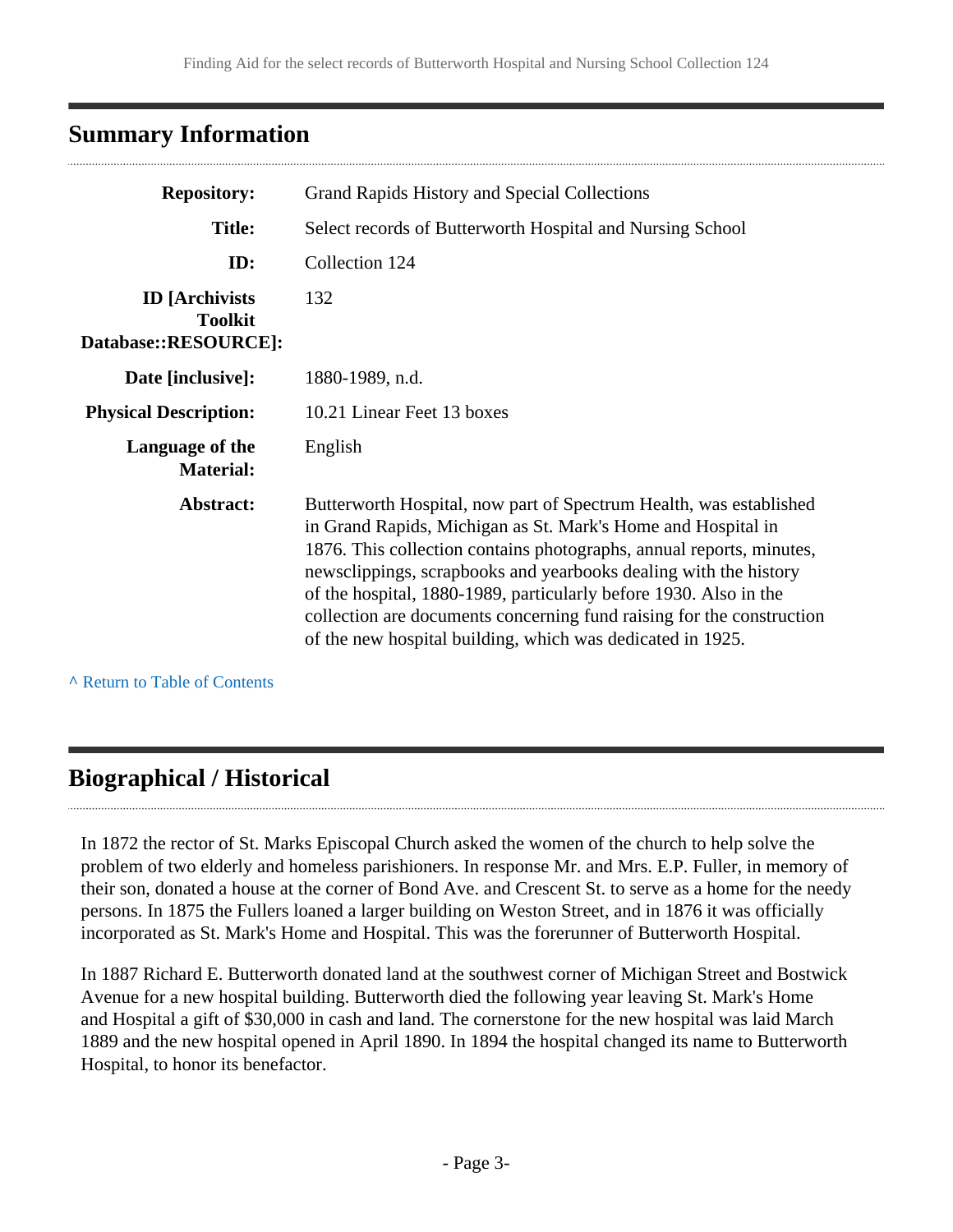## Summary Information

| | |
|---|---|
| **Repository:** | Grand Rapids History and Special Collections |
| **Title:** | Select records of Butterworth Hospital and Nursing School |
| **ID:** | Collection 124 |
| **ID [Archivists Toolkit Database::RESOURCE]:** | 132 |
| **Date [inclusive]:** | 1880-1989, n.d. |
| **Physical Description:** | 10.21 Linear Feet 13 boxes |
| **Language of the Material:** | English |
| **Abstract:** | Butterworth Hospital, now part of Spectrum Health, was established in Grand Rapids, Michigan as St. Mark's Home and Hospital in 1876. This collection contains photographs, annual reports, minutes, newsclippings, scrapbooks and yearbooks dealing with the history of the hospital, 1880-1989, particularly before 1930. Also in the collection are documents concerning fund raising for the construction of the new hospital building, which was dedicated in 1925. |

^ Return to Table of Contents

## Biographical / Historical

In 1872 the rector of St. Marks Episcopal Church asked the women of the church to help solve the problem of two elderly and homeless parishioners. In response Mr. and Mrs. E.P. Fuller, in memory of their son, donated a house at the corner of Bond Ave. and Crescent St. to serve as a home for the needy persons. In 1875 the Fullers loaned a larger building on Weston Street, and in 1876 it was officially incorporated as St. Mark's Home and Hospital. This was the forerunner of Butterworth Hospital.

In 1887 Richard E. Butterworth donated land at the southwest corner of Michigan Street and Bostwick Avenue for a new hospital building. Butterworth died the following year leaving St. Mark's Home and Hospital a gift of $30,000 in cash and land. The cornerstone for the new hospital was laid March 1889 and the new hospital opened in April 1890. In 1894 the hospital changed its name to Butterworth Hospital, to honor its benefactor.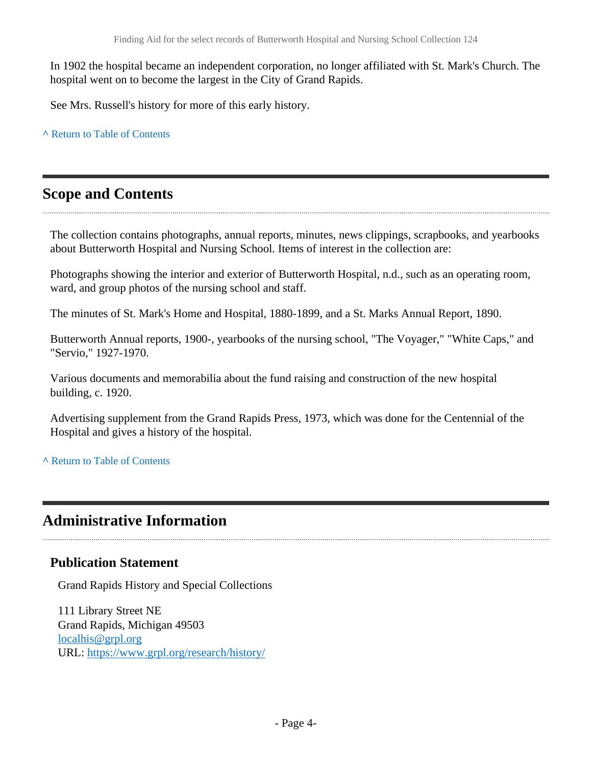In 1902 the hospital became an independent corporation, no longer affiliated with St. Mark's Church. The hospital went on to become the largest in the City of Grand Rapids.

See Mrs. Russell's history for more of this early history.

^ Return to Table of Contents

## Scope and Contents

The collection contains photographs, annual reports, minutes, news clippings, scrapbooks, and yearbooks about Butterworth Hospital and Nursing School. Items of interest in the collection are:

Photographs showing the interior and exterior of Butterworth Hospital, n.d., such as an operating room, ward, and group photos of the nursing school and staff.

The minutes of St. Mark's Home and Hospital, 1880-1899, and a St. Marks Annual Report, 1890.

Butterworth Annual reports, 1900-, yearbooks of the nursing school, "The Voyager," "White Caps," and "Servio," 1927-1970.

Various documents and memorabilia about the fund raising and construction of the new hospital building, c. 1920.

Advertising supplement from the Grand Rapids Press, 1973, which was done for the Centennial of the Hospital and gives a history of the hospital.

^ Return to Table of Contents

## Administrative Information

### Publication Statement

Grand Rapids History and Special Collections

111 Library Street NE
Grand Rapids, Michigan 49503
localhis@grpl.org
URL: https://www.grpl.org/research/history/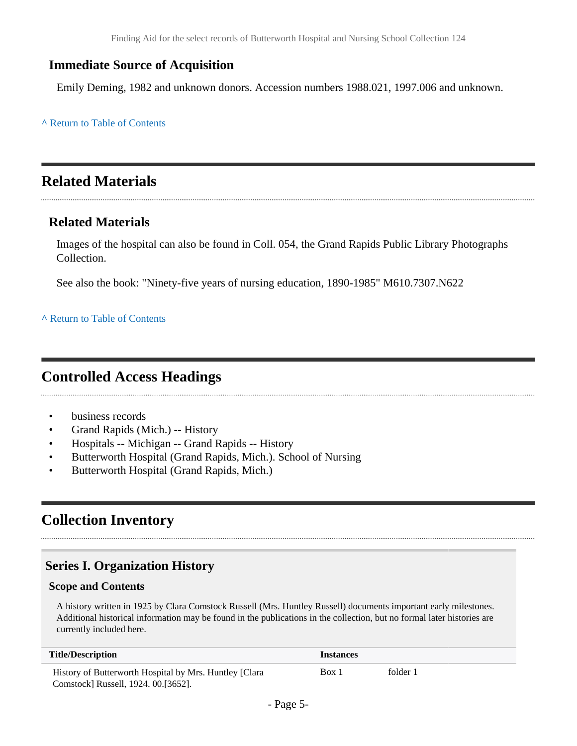### Immediate Source of Acquisition

Emily Deming, 1982 and unknown donors. Accession numbers 1988.021, 1997.006 and unknown.

^ Return to Table of Contents

## Related Materials

### Related Materials

Images of the hospital can also be found in Coll. 054, the Grand Rapids Public Library Photographs Collection.

See also the book: "Ninety-five years of nursing education, 1890-1985" M610.7307.N622

^ Return to Table of Contents

## Controlled Access Headings

- business records
- Grand Rapids (Mich.) -- History
- Hospitals -- Michigan -- Grand Rapids -- History
- Butterworth Hospital (Grand Rapids, Mich.). School of Nursing
- Butterworth Hospital (Grand Rapids, Mich.)

## Collection Inventory

### Series I. Organization History

#### Scope and Contents

A history written in 1925 by Clara Comstock Russell (Mrs. Huntley Russell) documents important early milestones. Additional historical information may be found in the publications in the collection, but no formal later histories are currently included here.

| Title/Description | Instances | |
|---|---|---|
| History of Butterworth Hospital by Mrs. Huntley [Clara Comstock] Russell, 1924. 00.[3652]. | Box 1 | folder 1 |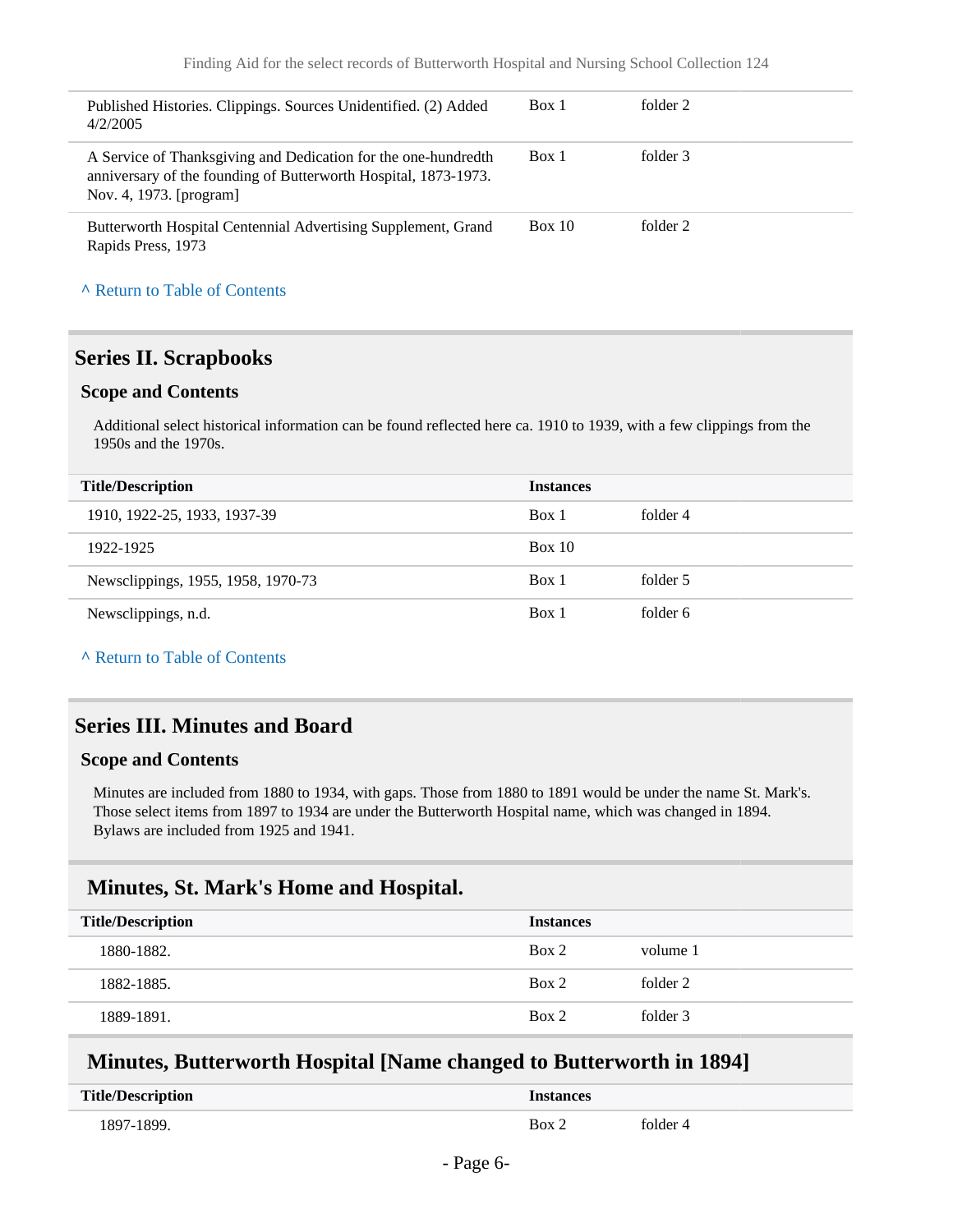| Title/Description | Instances | |
|---|---|---|
| Published Histories. Clippings. Sources Unidentified. (2) Added 4/2/2005 | Box 1 | folder 2 |
| A Service of Thanksgiving and Dedication for the one-hundredth anniversary of the founding of Butterworth Hospital, 1873-1973. Nov. 4, 1973. [program] | Box 1 | folder 3 |
| Butterworth Hospital Centennial Advertising Supplement, Grand Rapids Press, 1973 | Box 10 | folder 2 |

^ Return to Table of Contents

## Series II. Scrapbooks

### Scope and Contents

Additional select historical information can be found reflected here ca. 1910 to 1939, with a few clippings from the 1950s and the 1970s.

| Title/Description | Instances | |
|---|---|---|
| 1910, 1922-25, 1933, 1937-39 | Box 1 | folder 4 |
| 1922-1925 | Box 10 | |
| Newsclippings, 1955, 1958, 1970-73 | Box 1 | folder 5 |
| Newsclippings, n.d. | Box 1 | folder 6 |

^ Return to Table of Contents

## Series III. Minutes and Board

### Scope and Contents

Minutes are included from 1880 to 1934, with gaps. Those from 1880 to 1891 would be under the name St. Mark's. Those select items from 1897 to 1934 are under the Butterworth Hospital name, which was changed in 1894. Bylaws are included from 1925 and 1941.

### Minutes, St. Mark's Home and Hospital.

| Title/Description | Instances | |
|---|---|---|
| 1880-1882. | Box 2 | volume 1 |
| 1882-1885. | Box 2 | folder 2 |
| 1889-1891. | Box 2 | folder 3 |

### Minutes, Butterworth Hospital [Name changed to Butterworth in 1894]

| Title/Description | Instances | |
|---|---|---|
| 1897-1899. | Box 2 | folder 4 |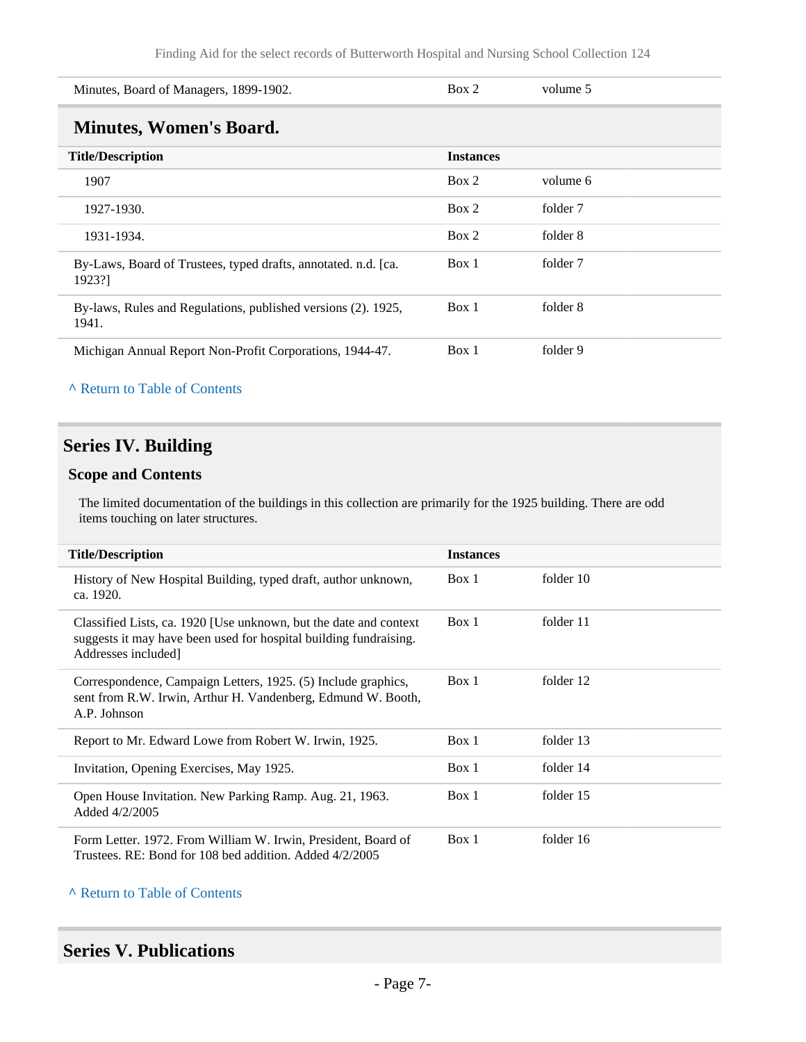| Title/Description | Instances | |
|---|---|---|
| Minutes, Board of Managers, 1899-1902. | Box 2 | volume 5 |

### Minutes, Women's Board.

| Title/Description | Instances | |
|---|---|---|
| 1907 | Box 2 | volume 6 |
| 1927-1930. | Box 2 | folder 7 |
| 1931-1934. | Box 2 | folder 8 |
| By-Laws, Board of Trustees, typed drafts, annotated. n.d. [ca. 1923?] | Box 1 | folder 7 |
| By-laws, Rules and Regulations, published versions (2). 1925, 1941. | Box 1 | folder 8 |
| Michigan Annual Report Non-Profit Corporations, 1944-47. | Box 1 | folder 9 |

^ Return to Table of Contents

## Series IV. Building

### Scope and Contents

The limited documentation of the buildings in this collection are primarily for the 1925 building. There are odd items touching on later structures.

| Title/Description | Instances | |
|---|---|---|
| History of New Hospital Building, typed draft, author unknown, ca. 1920. | Box 1 | folder 10 |
| Classified Lists, ca. 1920 [Use unknown, but the date and context suggests it may have been used for hospital building fundraising. Addresses included] | Box 1 | folder 11 |
| Correspondence, Campaign Letters, 1925. (5) Include graphics, sent from R.W. Irwin, Arthur H. Vandenberg, Edmund W. Booth, A.P. Johnson | Box 1 | folder 12 |
| Report to Mr. Edward Lowe from Robert W. Irwin, 1925. | Box 1 | folder 13 |
| Invitation, Opening Exercises, May 1925. | Box 1 | folder 14 |
| Open House Invitation. New Parking Ramp. Aug. 21, 1963. Added 4/2/2005 | Box 1 | folder 15 |
| Form Letter. 1972. From William W. Irwin, President, Board of Trustees. RE: Bond for 108 bed addition. Added 4/2/2005 | Box 1 | folder 16 |

^ Return to Table of Contents

## Series V. Publications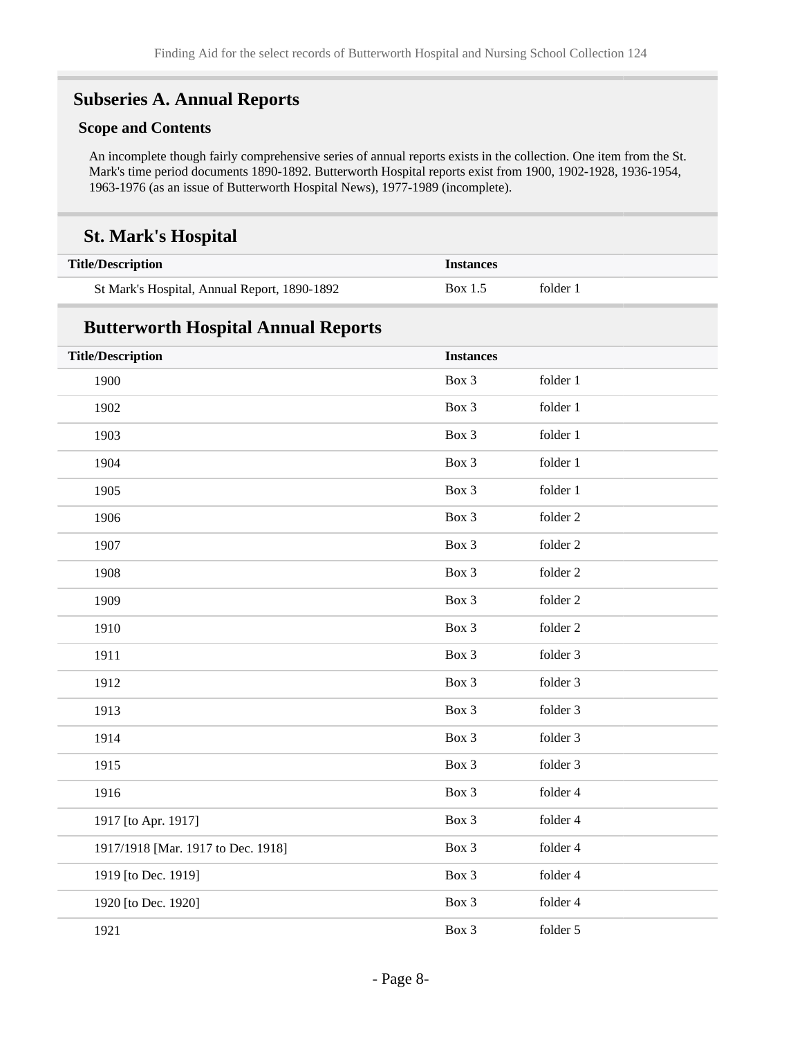## Subseries A. Annual Reports

### Scope and Contents

An incomplete though fairly comprehensive series of annual reports exists in the collection. One item from the St. Mark's time period documents 1890-1892. Butterworth Hospital reports exist from 1900, 1902-1928, 1936-1954, 1963-1976 (as an issue of Butterworth Hospital News), 1977-1989 (incomplete).

### St. Mark's Hospital

| Title/Description | Instances | |
|---|---|---|
| St Mark's Hospital, Annual Report, 1890-1892 | Box 1.5 | folder 1 |

### Butterworth Hospital Annual Reports

| Title/Description | Instances | |
|---|---|---|
| 1900 | Box 3 | folder 1 |
| 1902 | Box 3 | folder 1 |
| 1903 | Box 3 | folder 1 |
| 1904 | Box 3 | folder 1 |
| 1905 | Box 3 | folder 1 |
| 1906 | Box 3 | folder 2 |
| 1907 | Box 3 | folder 2 |
| 1908 | Box 3 | folder 2 |
| 1909 | Box 3 | folder 2 |
| 1910 | Box 3 | folder 2 |
| 1911 | Box 3 | folder 3 |
| 1912 | Box 3 | folder 3 |
| 1913 | Box 3 | folder 3 |
| 1914 | Box 3 | folder 3 |
| 1915 | Box 3 | folder 3 |
| 1916 | Box 3 | folder 4 |
| 1917 [to Apr. 1917] | Box 3 | folder 4 |
| 1917/1918 [Mar. 1917 to Dec. 1918] | Box 3 | folder 4 |
| 1919 [to Dec. 1919] | Box 3 | folder 4 |
| 1920 [to Dec. 1920] | Box 3 | folder 4 |
| 1921 | Box 3 | folder 5 |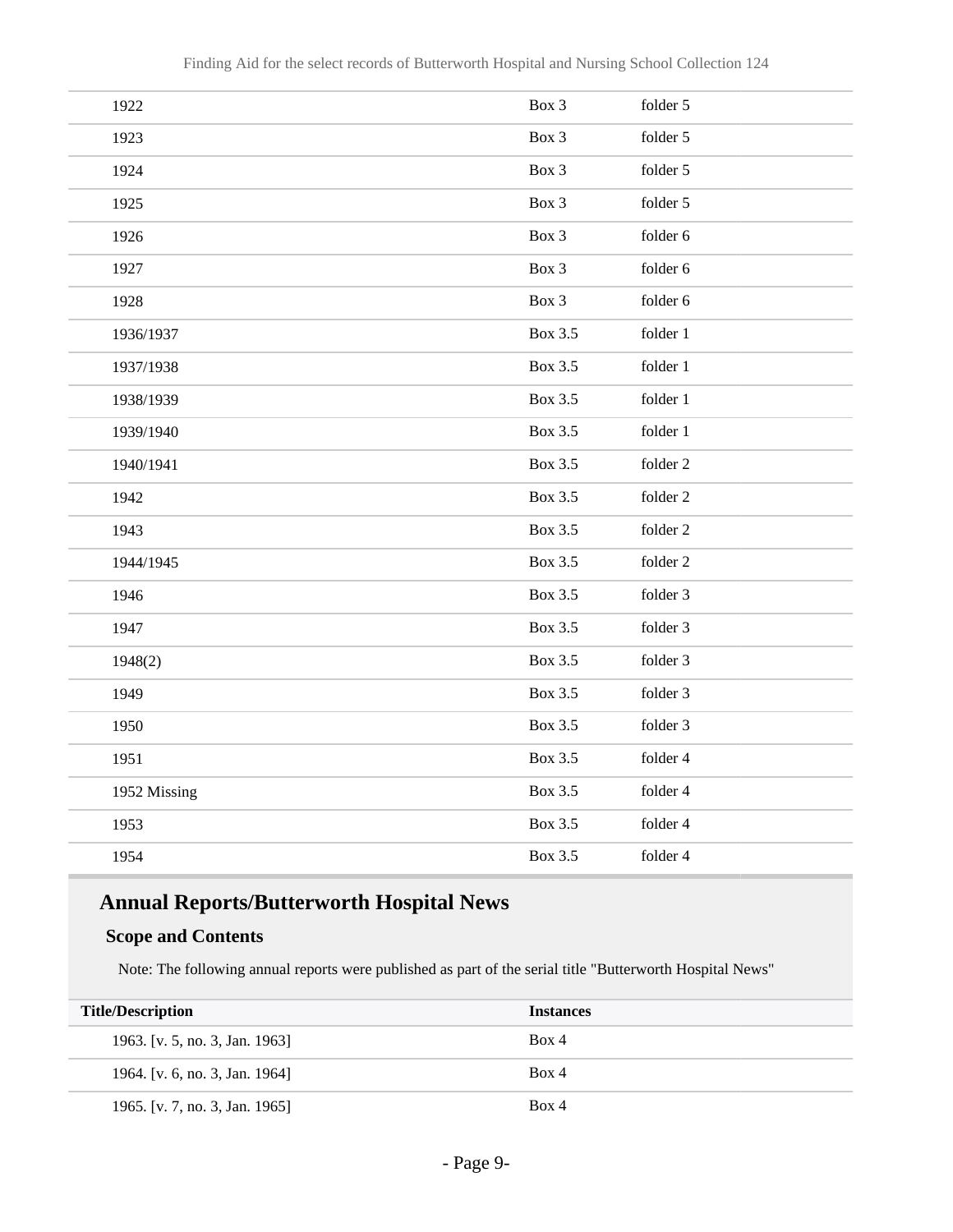| | | |
|---|---|---|
| 1922 | Box 3 | folder 5 |
| 1923 | Box 3 | folder 5 |
| 1924 | Box 3 | folder 5 |
| 1925 | Box 3 | folder 5 |
| 1926 | Box 3 | folder 6 |
| 1927 | Box 3 | folder 6 |
| 1928 | Box 3 | folder 6 |
| 1936/1937 | Box 3.5 | folder 1 |
| 1937/1938 | Box 3.5 | folder 1 |
| 1938/1939 | Box 3.5 | folder 1 |
| 1939/1940 | Box 3.5 | folder 1 |
| 1940/1941 | Box 3.5 | folder 2 |
| 1942 | Box 3.5 | folder 2 |
| 1943 | Box 3.5 | folder 2 |
| 1944/1945 | Box 3.5 | folder 2 |
| 1946 | Box 3.5 | folder 3 |
| 1947 | Box 3.5 | folder 3 |
| 1948(2) | Box 3.5 | folder 3 |
| 1949 | Box 3.5 | folder 3 |
| 1950 | Box 3.5 | folder 3 |
| 1951 | Box 3.5 | folder 4 |
| 1952 Missing | Box 3.5 | folder 4 |
| 1953 | Box 3.5 | folder 4 |
| 1954 | Box 3.5 | folder 4 |

## Annual Reports/Butterworth Hospital News

### Scope and Contents

Note: The following annual reports were published as part of the serial title "Butterworth Hospital News"

| Title/Description | Instances |
|---|---|
| 1963. [v. 5, no. 3, Jan. 1963] | Box 4 |
| 1964. [v. 6, no. 3, Jan. 1964] | Box 4 |
| 1965. [v. 7, no. 3, Jan. 1965] | Box 4 |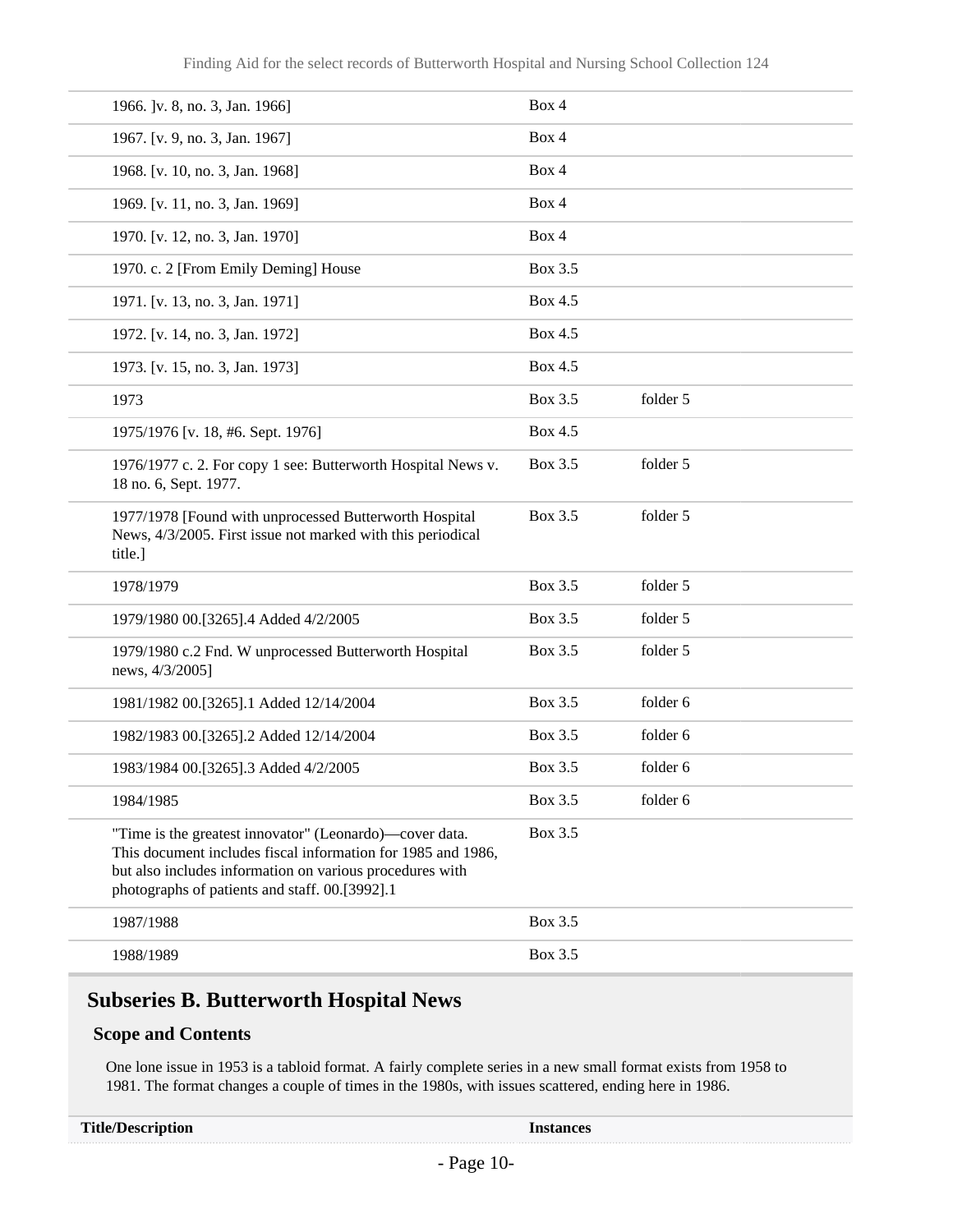| | | |
|---|---|---|
| 1966. ]v. 8, no. 3, Jan. 1966] | Box 4 | |
| 1967. [v. 9, no. 3, Jan. 1967] | Box 4 | |
| 1968. [v. 10, no. 3, Jan. 1968] | Box 4 | |
| 1969. [v. 11, no. 3, Jan. 1969] | Box 4 | |
| 1970. [v. 12, no. 3, Jan. 1970] | Box 4 | |
| 1970. c. 2 [From Emily Deming] House | Box 3.5 | |
| 1971. [v. 13, no. 3, Jan. 1971] | Box 4.5 | |
| 1972. [v. 14, no. 3, Jan. 1972] | Box 4.5 | |
| 1973. [v. 15, no. 3, Jan. 1973] | Box 4.5 | |
| 1973 | Box 3.5 | folder 5 |
| 1975/1976 [v. 18, #6. Sept. 1976] | Box 4.5 | |
| 1976/1977 c. 2. For copy 1 see: Butterworth Hospital News v. 18 no. 6, Sept. 1977. | Box 3.5 | folder 5 |
| 1977/1978 [Found with unprocessed Butterworth Hospital News, 4/3/2005. First issue not marked with this periodical title.] | Box 3.5 | folder 5 |
| 1978/1979 | Box 3.5 | folder 5 |
| 1979/1980 00.[3265].4 Added 4/2/2005 | Box 3.5 | folder 5 |
| 1979/1980 c.2 Fnd. W unprocessed Butterworth Hospital news, 4/3/2005] | Box 3.5 | folder 5 |
| 1981/1982 00.[3265].1 Added 12/14/2004 | Box 3.5 | folder 6 |
| 1982/1983 00.[3265].2 Added 12/14/2004 | Box 3.5 | folder 6 |
| 1983/1984 00.[3265].3 Added 4/2/2005 | Box 3.5 | folder 6 |
| 1984/1985 | Box 3.5 | folder 6 |
| "Time is the greatest innovator" (Leonardo)—cover data. This document includes fiscal information for 1985 and 1986, but also includes information on various procedures with photographs of patients and staff. 00.[3992].1 | Box 3.5 | |
| 1987/1988 | Box 3.5 | |
| 1988/1989 | Box 3.5 | |

## Subseries B. Butterworth Hospital News

### Scope and Contents

One lone issue in 1953 is a tabloid format. A fairly complete series in a new small format exists from 1958 to 1981. The format changes a couple of times in the 1980s, with issues scattered, ending here in 1986.

| Title/Description | Instances |
|---|---|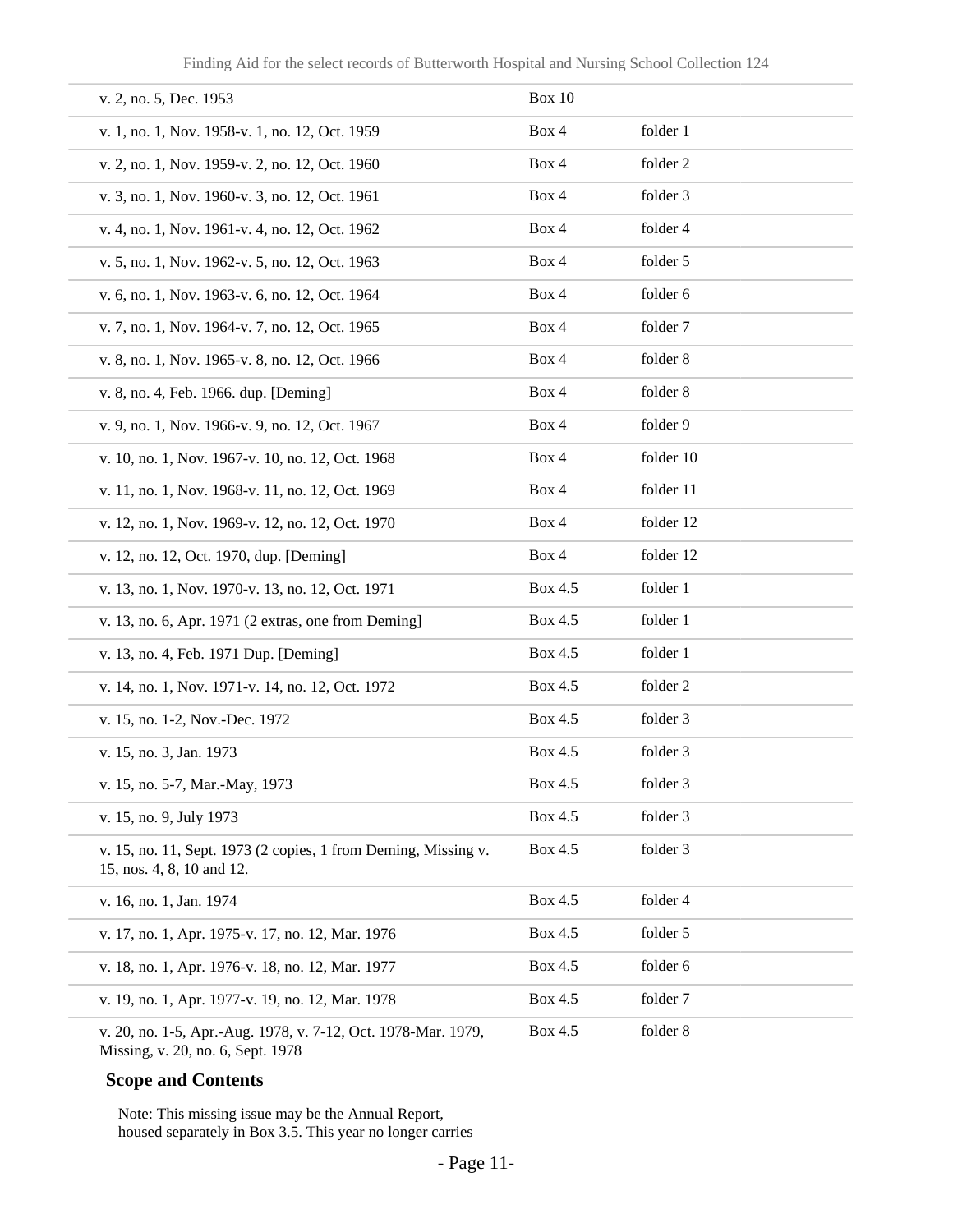| | | |
|---|---|---|
| v. 2, no. 5, Dec. 1953 | Box 10 | |
| v. 1, no. 1, Nov. 1958-v. 1, no. 12, Oct. 1959 | Box 4 | folder 1 |
| v. 2, no. 1, Nov. 1959-v. 2, no. 12, Oct. 1960 | Box 4 | folder 2 |
| v. 3, no. 1, Nov. 1960-v. 3, no. 12, Oct. 1961 | Box 4 | folder 3 |
| v. 4, no. 1, Nov. 1961-v. 4, no. 12, Oct. 1962 | Box 4 | folder 4 |
| v. 5, no. 1, Nov. 1962-v. 5, no. 12, Oct. 1963 | Box 4 | folder 5 |
| v. 6, no. 1, Nov. 1963-v. 6, no. 12, Oct. 1964 | Box 4 | folder 6 |
| v. 7, no. 1, Nov. 1964-v. 7, no. 12, Oct. 1965 | Box 4 | folder 7 |
| v. 8, no. 1, Nov. 1965-v. 8, no. 12, Oct. 1966 | Box 4 | folder 8 |
| v. 8, no. 4, Feb. 1966. dup. [Deming] | Box 4 | folder 8 |
| v. 9, no. 1, Nov. 1966-v. 9, no. 12, Oct. 1967 | Box 4 | folder 9 |
| v. 10, no. 1, Nov. 1967-v. 10, no. 12, Oct. 1968 | Box 4 | folder 10 |
| v. 11, no. 1, Nov. 1968-v. 11, no. 12, Oct. 1969 | Box 4 | folder 11 |
| v. 12, no. 1, Nov. 1969-v. 12, no. 12, Oct. 1970 | Box 4 | folder 12 |
| v. 12, no. 12, Oct. 1970, dup. [Deming] | Box 4 | folder 12 |
| v. 13, no. 1, Nov. 1970-v. 13, no. 12, Oct. 1971 | Box 4.5 | folder 1 |
| v. 13, no. 6, Apr. 1971 (2 extras, one from Deming] | Box 4.5 | folder 1 |
| v. 13, no. 4, Feb. 1971 Dup. [Deming] | Box 4.5 | folder 1 |
| v. 14, no. 1, Nov. 1971-v. 14, no. 12, Oct. 1972 | Box 4.5 | folder 2 |
| v. 15, no. 1-2, Nov.-Dec. 1972 | Box 4.5 | folder 3 |
| v. 15, no. 3, Jan. 1973 | Box 4.5 | folder 3 |
| v. 15, no. 5-7, Mar.-May, 1973 | Box 4.5 | folder 3 |
| v. 15, no. 9, July 1973 | Box 4.5 | folder 3 |
| v. 15, no. 11, Sept. 1973 (2 copies, 1 from Deming, Missing v. 15, nos. 4, 8, 10 and 12. | Box 4.5 | folder 3 |
| v. 16, no. 1, Jan. 1974 | Box 4.5 | folder 4 |
| v. 17, no. 1, Apr. 1975-v. 17, no. 12, Mar. 1976 | Box 4.5 | folder 5 |
| v. 18, no. 1, Apr. 1976-v. 18, no. 12, Mar. 1977 | Box 4.5 | folder 6 |
| v. 19, no. 1, Apr. 1977-v. 19, no. 12, Mar. 1978 | Box 4.5 | folder 7 |
| v. 20, no. 1-5, Apr.-Aug. 1978, v. 7-12, Oct. 1978-Mar. 1979, Missing, v. 20, no. 6, Sept. 1978 | Box 4.5 | folder 8 |

### Scope and Contents

Note: This missing issue may be the Annual Report, housed separately in Box 3.5. This year no longer carries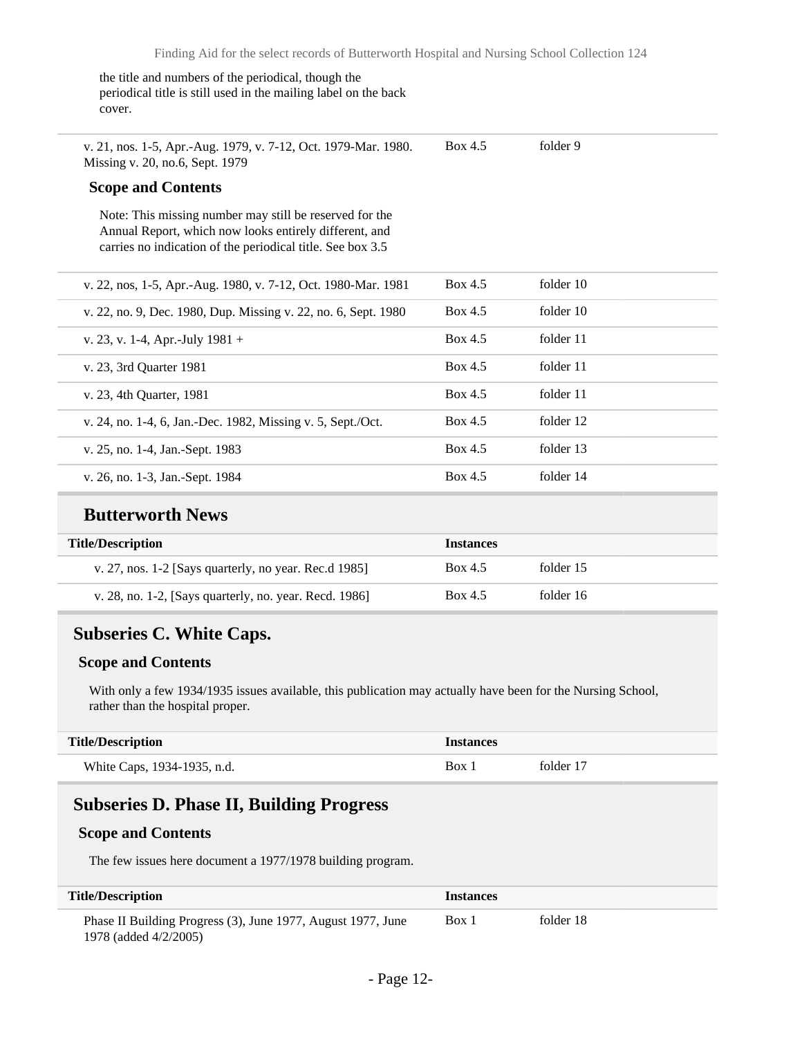the title and numbers of the periodical, though the periodical title is still used in the mailing label on the back cover.

| | | |
|---|---|---|
| v. 21, nos. 1-5, Apr.-Aug. 1979, v. 7-12, Oct. 1979-Mar. 1980. Missing v. 20, no.6, Sept. 1979 | Box 4.5 | folder 9 |

**Scope and Contents**

Note: This missing number may still be reserved for the Annual Report, which now looks entirely different, and carries no indication of the periodical title. See box 3.5

| | | |
|---|---|---|
| v. 22, nos, 1-5, Apr.-Aug. 1980, v. 7-12, Oct. 1980-Mar. 1981 | Box 4.5 | folder 10 |
| v. 22, no. 9, Dec. 1980, Dup. Missing v. 22, no. 6, Sept. 1980 | Box 4.5 | folder 10 |
| v. 23, v. 1-4, Apr.-July 1981 + | Box 4.5 | folder 11 |
| v. 23, 3rd Quarter 1981 | Box 4.5 | folder 11 |
| v. 23, 4th Quarter, 1981 | Box 4.5 | folder 11 |
| v. 24, no. 1-4, 6, Jan.-Dec. 1982, Missing v. 5, Sept./Oct. | Box 4.5 | folder 12 |
| v. 25, no. 1-4, Jan.-Sept. 1983 | Box 4.5 | folder 13 |
| v. 26, no. 1-3, Jan.-Sept. 1984 | Box 4.5 | folder 14 |

### Butterworth News

| Title/Description | Instances | |
|---|---|---|
| v. 27, nos. 1-2 [Says quarterly, no year. Rec.d 1985] | Box 4.5 | folder 15 |
| v. 28, no. 1-2, [Says quarterly, no. year. Recd. 1986] | Box 4.5 | folder 16 |

## Subseries C. White Caps.

**Scope and Contents**

With only a few 1934/1935 issues available, this publication may actually have been for the Nursing School, rather than the hospital proper.

| Title/Description | Instances | |
|---|---|---|
| White Caps, 1934-1935, n.d. | Box 1 | folder 17 |

## Subseries D. Phase II, Building Progress

**Scope and Contents**

The few issues here document a 1977/1978 building program.

| Title/Description | Instances | |
|---|---|---|
| Phase II Building Progress (3), June 1977, August 1977, June 1978 (added 4/2/2005) | Box 1 | folder 18 |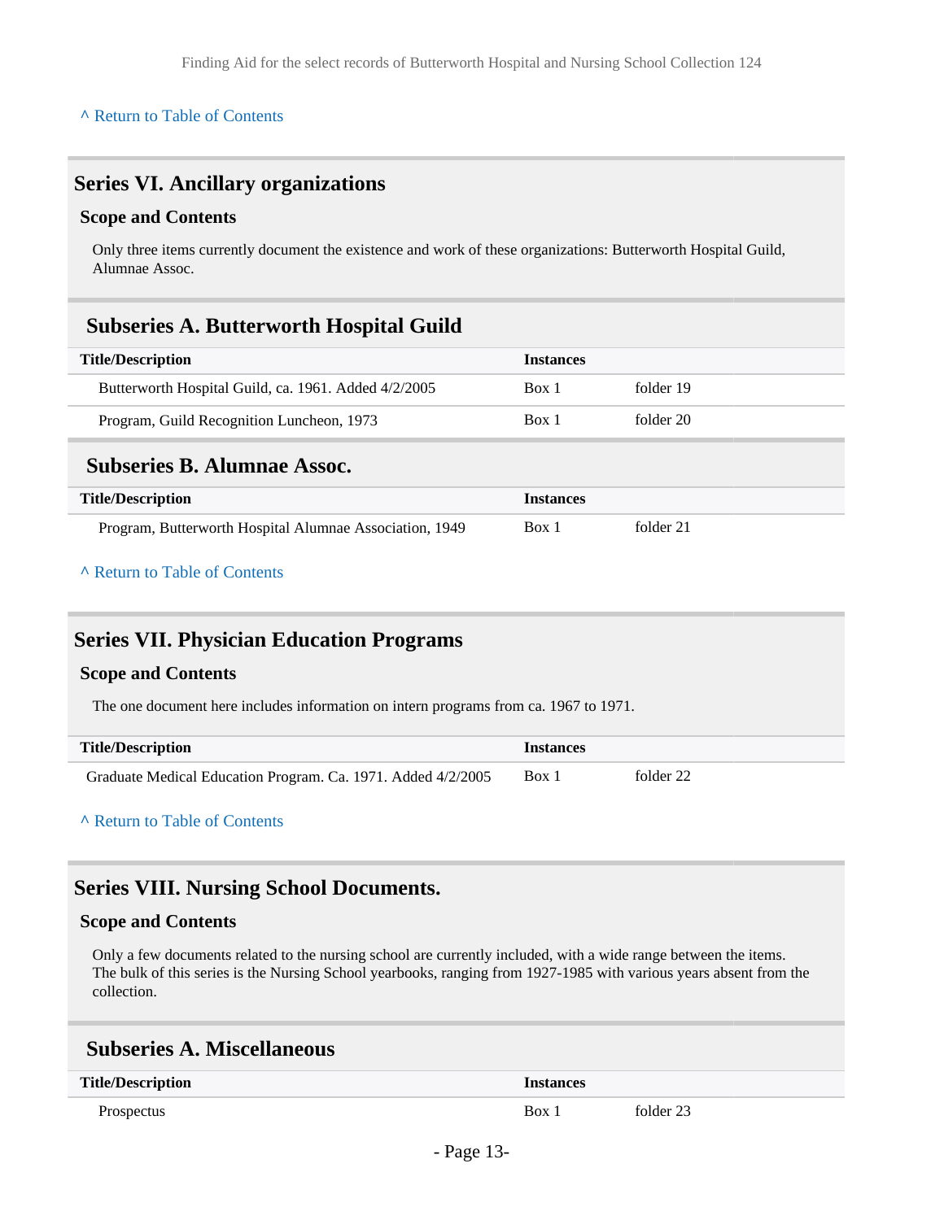^ Return to Table of Contents

## Series VI. Ancillary organizations

### Scope and Contents

Only three items currently document the existence and work of these organizations: Butterworth Hospital Guild, Alumnae Assoc.

### Subseries A. Butterworth Hospital Guild

| Title/Description | Instances | |
|---|---|---|
| Butterworth Hospital Guild, ca. 1961. Added 4/2/2005 | Box 1 | folder 19 |
| Program, Guild Recognition Luncheon, 1973 | Box 1 | folder 20 |

### Subseries B. Alumnae Assoc.

| Title/Description | Instances | |
|---|---|---|
| Program, Butterworth Hospital Alumnae Association, 1949 | Box 1 | folder 21 |

^ Return to Table of Contents

## Series VII. Physician Education Programs

### Scope and Contents

The one document here includes information on intern programs from ca. 1967 to 1971.

| Title/Description | Instances | |
|---|---|---|
| Graduate Medical Education Program. Ca. 1971. Added 4/2/2005 | Box 1 | folder 22 |

^ Return to Table of Contents

## Series VIII. Nursing School Documents.

### Scope and Contents

Only a few documents related to the nursing school are currently included, with a wide range between the items. The bulk of this series is the Nursing School yearbooks, ranging from 1927-1985 with various years absent from the collection.

### Subseries A. Miscellaneous

| Title/Description | Instances | |
|---|---|---|
| Prospectus | Box 1 | folder 23 |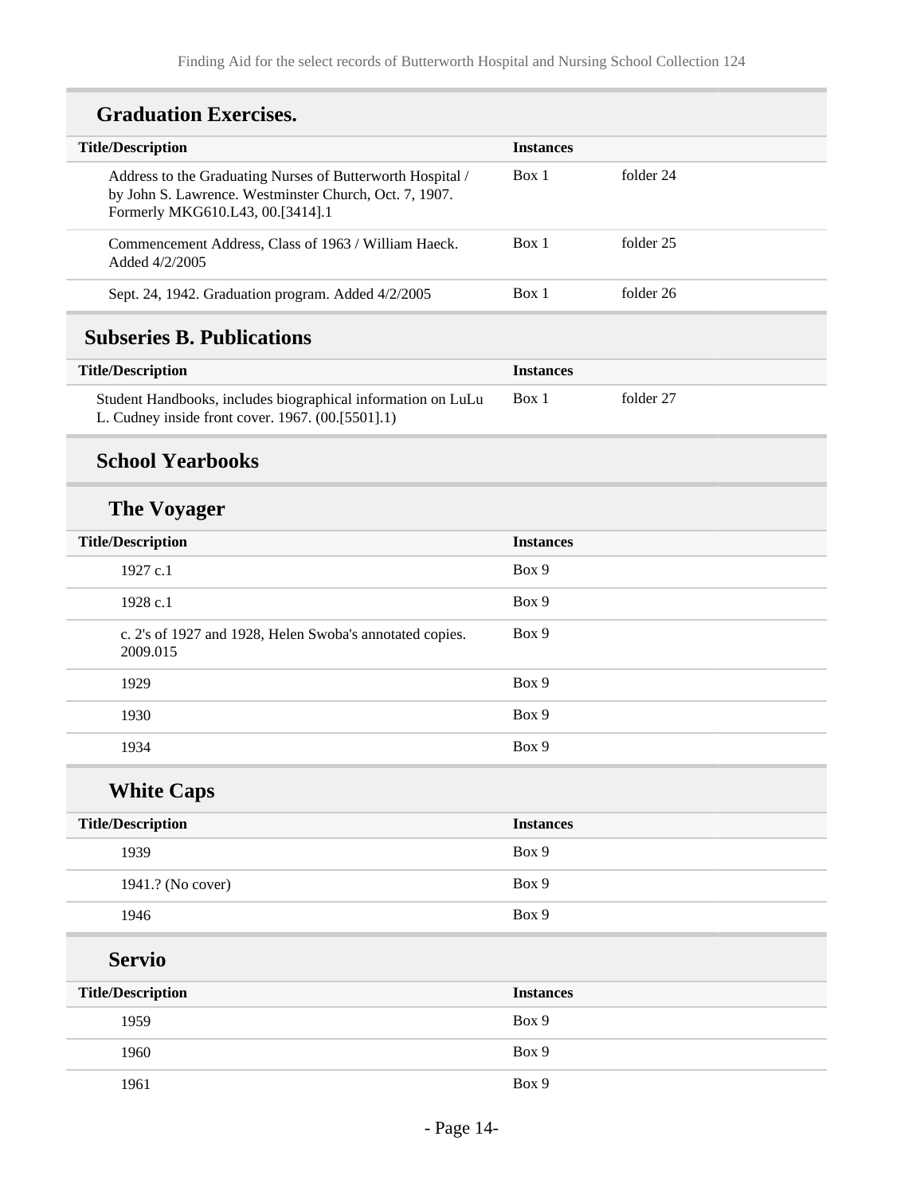### Graduation Exercises.

| Title/Description | Instances | |
|---|---|---|
| Address to the Graduating Nurses of Butterworth Hospital / by John S. Lawrence. Westminster Church, Oct. 7, 1907. Formerly MKG610.L43, 00.[3414].1 | Box 1 | folder 24 |
| Commencement Address, Class of 1963 / William Haeck. Added 4/2/2005 | Box 1 | folder 25 |
| Sept. 24, 1942. Graduation program. Added 4/2/2005 | Box 1 | folder 26 |

## Subseries B. Publications

| Title/Description | Instances | |
|---|---|---|
| Student Handbooks, includes biographical information on LuLu L. Cudney inside front cover. 1967. (00.[5501].1) | Box 1 | folder 27 |

### School Yearbooks

#### The Voyager

| Title/Description | Instances |
|---|---|
| 1927 c.1 | Box 9 |
| 1928 c.1 | Box 9 |
| c. 2's of 1927 and 1928, Helen Swoba's annotated copies. 2009.015 | Box 9 |
| 1929 | Box 9 |
| 1930 | Box 9 |
| 1934 | Box 9 |

#### White Caps

| Title/Description | Instances |
|---|---|
| 1939 | Box 9 |
| 1941.? (No cover) | Box 9 |
| 1946 | Box 9 |

#### Servio

| Title/Description | Instances |
|---|---|
| 1959 | Box 9 |
| 1960 | Box 9 |
| 1961 | Box 9 |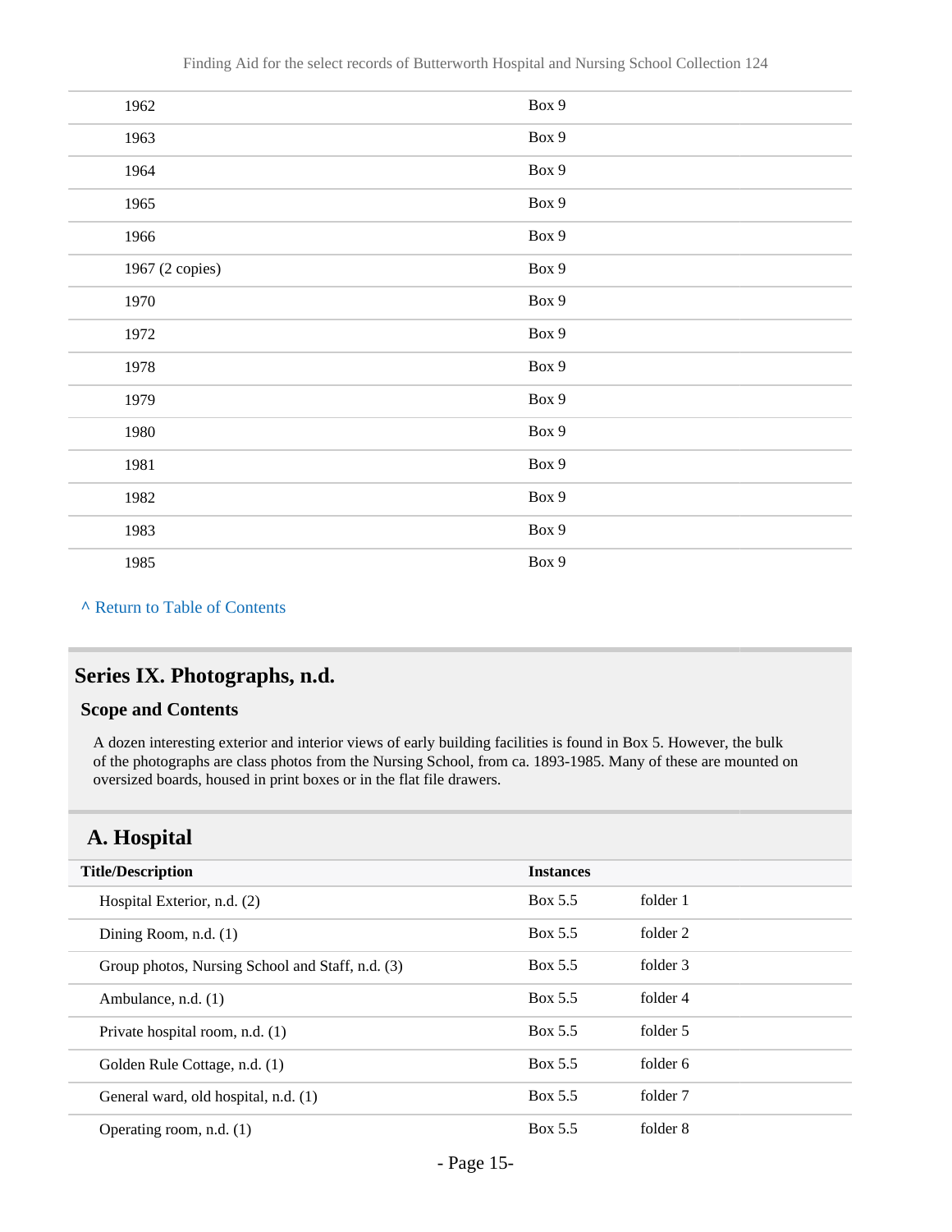| | |
|---|---|
| 1962 | Box 9 |
| 1963 | Box 9 |
| 1964 | Box 9 |
| 1965 | Box 9 |
| 1966 | Box 9 |
| 1967 (2 copies) | Box 9 |
| 1970 | Box 9 |
| 1972 | Box 9 |
| 1978 | Box 9 |
| 1979 | Box 9 |
| 1980 | Box 9 |
| 1981 | Box 9 |
| 1982 | Box 9 |
| 1983 | Box 9 |
| 1985 | Box 9 |

^ Return to Table of Contents

## Series IX. Photographs, n.d.

### Scope and Contents

A dozen interesting exterior and interior views of early building facilities is found in Box 5. However, the bulk of the photographs are class photos from the Nursing School, from ca. 1893-1985. Many of these are mounted on oversized boards, housed in print boxes or in the flat file drawers.

## A. Hospital

| Title/Description | Instances | |
|---|---|---|
| Hospital Exterior, n.d. (2) | Box 5.5 | folder 1 |
| Dining Room, n.d. (1) | Box 5.5 | folder 2 |
| Group photos, Nursing School and Staff, n.d. (3) | Box 5.5 | folder 3 |
| Ambulance, n.d. (1) | Box 5.5 | folder 4 |
| Private hospital room, n.d. (1) | Box 5.5 | folder 5 |
| Golden Rule Cottage, n.d. (1) | Box 5.5 | folder 6 |
| General ward, old hospital, n.d. (1) | Box 5.5 | folder 7 |
| Operating room, n.d. (1) | Box 5.5 | folder 8 |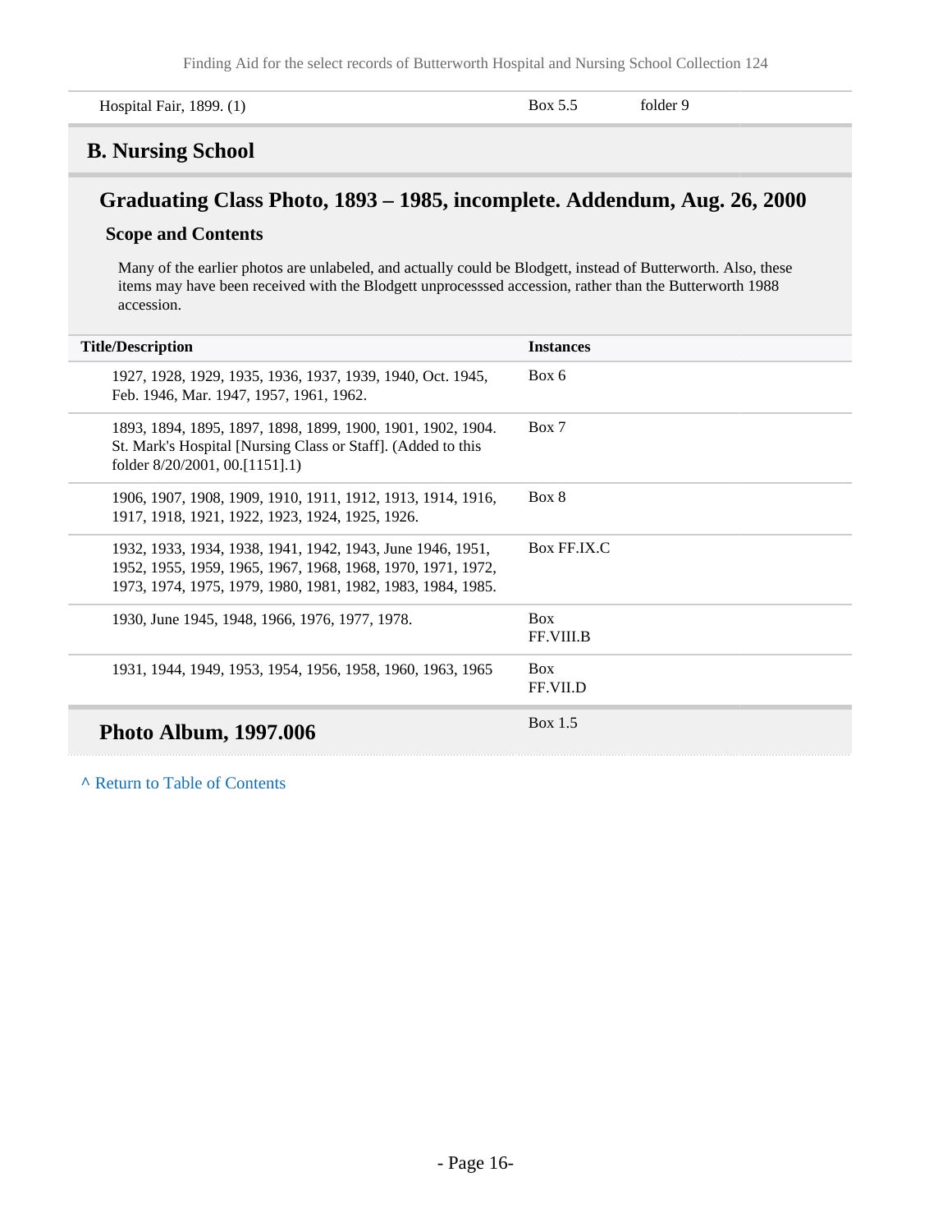| | | |
|---|---|---|
| Hospital Fair, 1899. (1) | Box 5.5 | folder 9 |

## B. Nursing School

### Graduating Class Photo, 1893 – 1985, incomplete. Addendum, Aug. 26, 2000

#### Scope and Contents

Many of the earlier photos are unlabeled, and actually could be Blodgett, instead of Butterworth. Also, these items may have been received with the Blodgett unprocesssed accession, rather than the Butterworth 1988 accession.

| Title/Description | Instances |
|---|---|
| 1927, 1928, 1929, 1935, 1936, 1937, 1939, 1940, Oct. 1945, Feb. 1946, Mar. 1947, 1957, 1961, 1962. | Box 6 |
| 1893, 1894, 1895, 1897, 1898, 1899, 1900, 1901, 1902, 1904. St. Mark's Hospital [Nursing Class or Staff]. (Added to this folder 8/20/2001, 00.[1151].1) | Box 7 |
| 1906, 1907, 1908, 1909, 1910, 1911, 1912, 1913, 1914, 1916, 1917, 1918, 1921, 1922, 1923, 1924, 1925, 1926. | Box 8 |
| 1932, 1933, 1934, 1938, 1941, 1942, 1943, June 1946, 1951, 1952, 1955, 1959, 1965, 1967, 1968, 1968, 1970, 1971, 1972, 1973, 1974, 1975, 1979, 1980, 1981, 1982, 1983, 1984, 1985. | Box FF.IX.C |
| 1930, June 1945, 1948, 1966, 1976, 1977, 1978. | Box FF.VIII.B |
| 1931, 1944, 1949, 1953, 1954, 1956, 1958, 1960, 1963, 1965 | Box FF.VII.D |

### Photo Album, 1997.006

Box 1.5

^ Return to Table of Contents